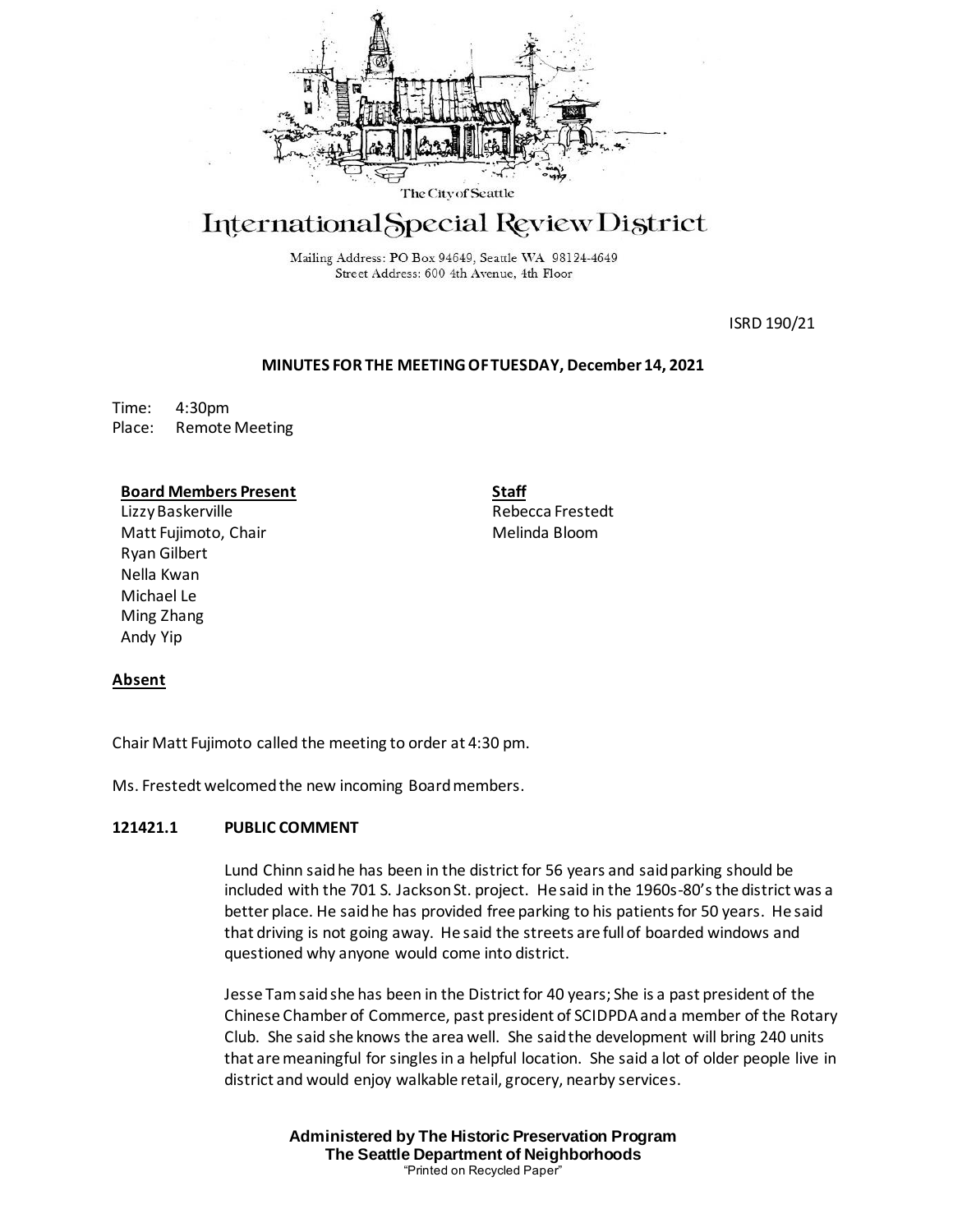The City of Seattle

# International Special Review District

Mailing Address: PO Box 94649, Seattle WA 98124-4649
Street Address: 600 4th Avenue, 4th Floor

ISRD 190/21

**MINUTES FOR THE MEETING OF TUESDAY, December 14, 2021**

Time: 4:30pm
Place: Remote Meeting

**Board Members Present**
Lizzy Baskerville
Matt Fujimoto, Chair
Ryan Gilbert
Nella Kwan
Michael Le
Ming Zhang
Andy Yip

**Staff**
Rebecca Frestedt
Melinda Bloom

**Absent**

Chair Matt Fujimoto called the meeting to order at 4:30 pm.

Ms. Frestedt welcomed the new incoming Board members.

**121421.1 PUBLIC COMMENT**

Lund Chinn said he has been in the district for 56 years and said parking should be included with the 701 S. Jackson St. project. He said in the 1960s-80's the district was a better place. He said he has provided free parking to his patients for 50 years. He said that driving is not going away. He said the streets are full of boarded windows and questioned why anyone would come into district.

Jesse Tam said she has been in the District for 40 years; She is a past president of the Chinese Chamber of Commerce, past president of SCIDPDA and a member of the Rotary Club. She said she knows the area well. She said the development will bring 240 units that are meaningful for singles in a helpful location. She said a lot of older people live in district and would enjoy walkable retail, grocery, nearby services.

**Administered by The Historic Preservation Program**
**The Seattle Department of Neighborhoods**
"Printed on Recycled Paper"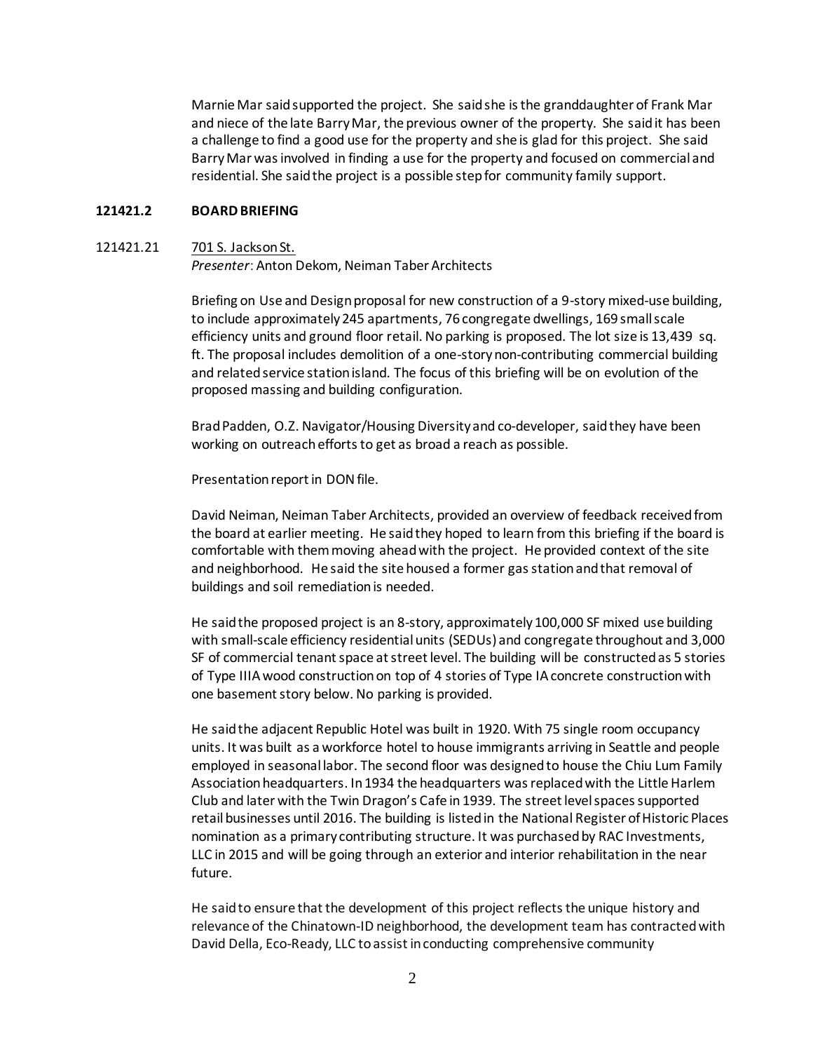Marnie Mar said supported the project. She said she is the granddaughter of Frank Mar and niece of the late Barry Mar, the previous owner of the property. She said it has been a challenge to find a good use for the property and she is glad for this project. She said Barry Mar was involved in finding a use for the property and focused on commercial and residential. She said the project is a possible step for community family support.

**121421.2 BOARD BRIEFING**

121421.21 701 S. Jackson St.
*Presenter*: Anton Dekom, Neiman Taber Architects

Briefing on Use and Design proposal for new construction of a 9-story mixed-use building, to include approximately 245 apartments, 76 congregate dwellings, 169 small scale efficiency units and ground floor retail. No parking is proposed. The lot size is 13,439 sq. ft. The proposal includes demolition of a one-story non-contributing commercial building and related service station island. The focus of this briefing will be on evolution of the proposed massing and building configuration.

Brad Padden, O.Z. Navigator/Housing Diversity and co-developer, said they have been working on outreach efforts to get as broad a reach as possible.

Presentation report in DON file.

David Neiman, Neiman Taber Architects, provided an overview of feedback received from the board at earlier meeting. He said they hoped to learn from this briefing if the board is comfortable with them moving ahead with the project. He provided context of the site and neighborhood. He said the site housed a former gas station and that removal of buildings and soil remediation is needed.

He said the proposed project is an 8-story, approximately 100,000 SF mixed use building with small-scale efficiency residential units (SEDUs) and congregate throughout and 3,000 SF of commercial tenant space at street level. The building will be constructed as 5 stories of Type IIIA wood construction on top of 4 stories of Type IA concrete construction with one basement story below. No parking is provided.

He said the adjacent Republic Hotel was built in 1920. With 75 single room occupancy units. It was built as a workforce hotel to house immigrants arriving in Seattle and people employed in seasonal labor. The second floor was designed to house the Chiu Lum Family Association headquarters. In 1934 the headquarters was replaced with the Little Harlem Club and later with the Twin Dragon's Cafe in 1939. The street level spaces supported retail businesses until 2016. The building is listed in the National Register of Historic Places nomination as a primary contributing structure. It was purchased by RAC Investments, LLC in 2015 and will be going through an exterior and interior rehabilitation in the near future.

He said to ensure that the development of this project reflects the unique history and relevance of the Chinatown-ID neighborhood, the development team has contracted with David Della, Eco-Ready, LLC to assist in conducting comprehensive community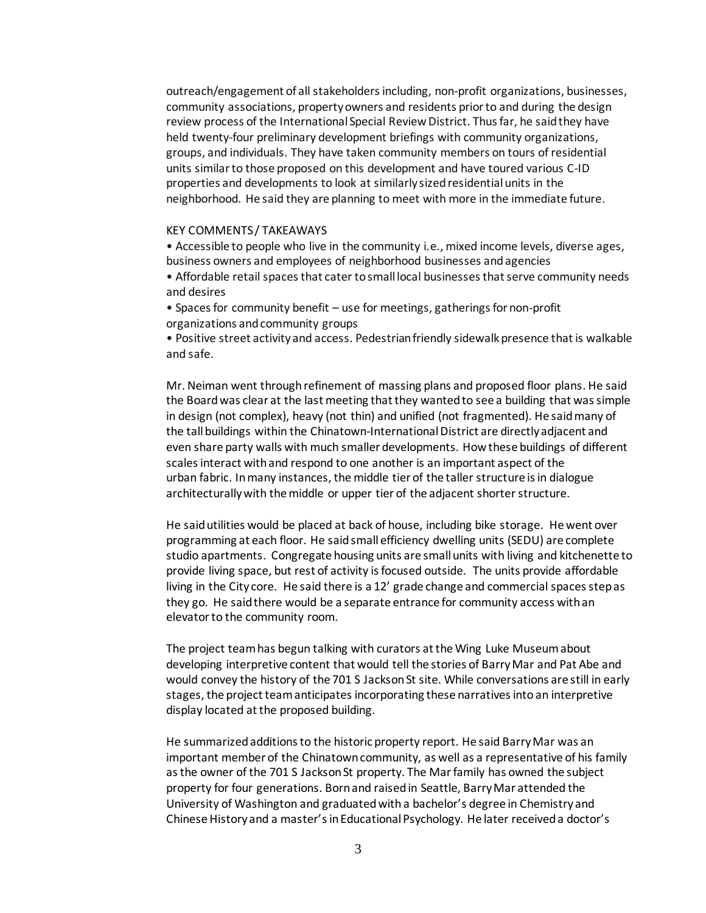outreach/engagement of all stakeholders including, non-profit organizations, businesses, community associations, property owners and residents prior to and during the design review process of the International Special Review District. Thus far, he said they have held twenty-four preliminary development briefings with community organizations, groups, and individuals. They have taken community members on tours of residential units similar to those proposed on this development and have toured various C-ID properties and developments to look at similarly sized residential units in the neighborhood. He said they are planning to meet with more in the immediate future.

KEY COMMENTS / TAKEAWAYS

- Accessible to people who live in the community i.e., mixed income levels, diverse ages, business owners and employees of neighborhood businesses and agencies
- Affordable retail spaces that cater to small local businesses that serve community needs and desires
- Spaces for community benefit – use for meetings, gatherings for non-profit organizations and community groups
- Positive street activity and access. Pedestrian friendly sidewalk presence that is walkable and safe.

Mr. Neiman went through refinement of massing plans and proposed floor plans. He said the Board was clear at the last meeting that they wanted to see a building that was simple in design (not complex), heavy (not thin) and unified (not fragmented). He said many of the tall buildings within the Chinatown-International District are directly adjacent and even share party walls with much smaller developments. How these buildings of different scales interact with and respond to one another is an important aspect of the urban fabric. In many instances, the middle tier of the taller structure is in dialogue architecturally with the middle or upper tier of the adjacent shorter structure.

He said utilities would be placed at back of house, including bike storage. He went over programming at each floor. He said small efficiency dwelling units (SEDU) are complete studio apartments. Congregate housing units are small units with living and kitchenette to provide living space, but rest of activity is focused outside. The units provide affordable living in the City core. He said there is a 12' grade change and commercial spaces step as they go. He said there would be a separate entrance for community access with an elevator to the community room.

The project team has begun talking with curators at the Wing Luke Museum about developing interpretive content that would tell the stories of Barry Mar and Pat Abe and would convey the history of the 701 S Jackson St site. While conversations are still in early stages, the project team anticipates incorporating these narratives into an interpretive display located at the proposed building.

He summarized additions to the historic property report. He said Barry Mar was an important member of the Chinatown community, as well as a representative of his family as the owner of the 701 S Jackson St property. The Mar family has owned the subject property for four generations. Born and raised in Seattle, Barry Mar attended the University of Washington and graduated with a bachelor's degree in Chemistry and Chinese History and a master's in Educational Psychology. He later received a doctor's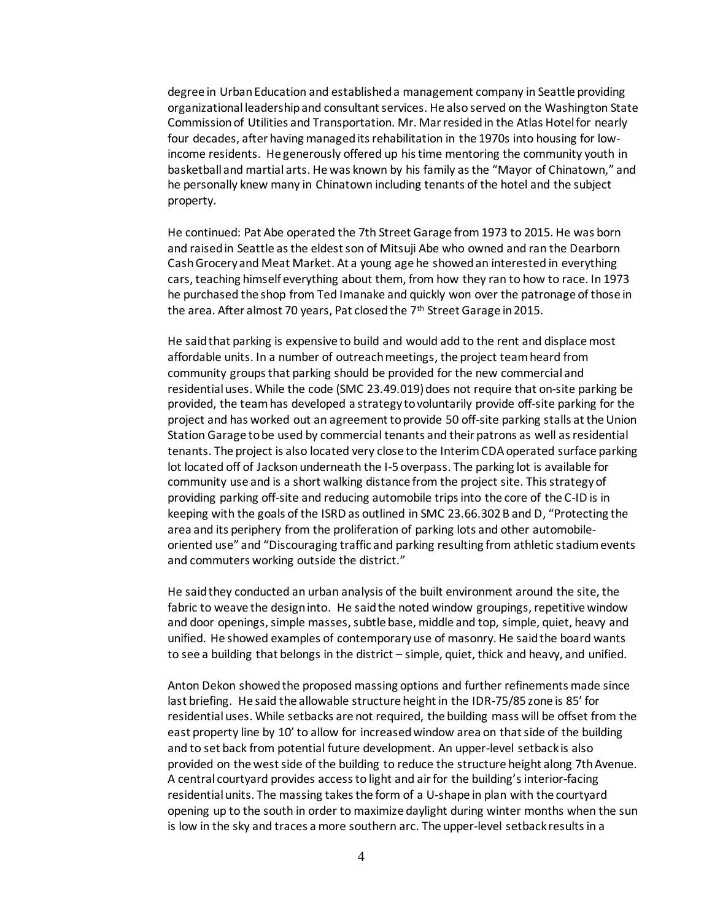degree in Urban Education and established a management company in Seattle providing organizational leadership and consultant services. He also served on the Washington State Commission of Utilities and Transportation. Mr. Mar resided in the Atlas Hotel for nearly four decades, after having managed its rehabilitation in the 1970s into housing for low-income residents. He generously offered up his time mentoring the community youth in basketball and martial arts. He was known by his family as the "Mayor of Chinatown," and he personally knew many in Chinatown including tenants of the hotel and the subject property.

He continued: Pat Abe operated the 7th Street Garage from 1973 to 2015. He was born and raised in Seattle as the eldest son of Mitsuji Abe who owned and ran the Dearborn Cash Grocery and Meat Market. At a young age he showed an interested in everything cars, teaching himself everything about them, from how they ran to how to race. In 1973 he purchased the shop from Ted Imanake and quickly won over the patronage of those in the area. After almost 70 years, Pat closed the 7th Street Garage in 2015.

He said that parking is expensive to build and would add to the rent and displace most affordable units. In a number of outreach meetings, the project team heard from community groups that parking should be provided for the new commercial and residential uses. While the code (SMC 23.49.019) does not require that on-site parking be provided, the team has developed a strategy to voluntarily provide off-site parking for the project and has worked out an agreement to provide 50 off-site parking stalls at the Union Station Garage to be used by commercial tenants and their patrons as well as residential tenants. The project is also located very close to the Interim CDA operated surface parking lot located off of Jackson underneath the I-5 overpass. The parking lot is available for community use and is a short walking distance from the project site. This strategy of providing parking off-site and reducing automobile trips into the core of the C-ID is in keeping with the goals of the ISRD as outlined in SMC 23.66.302 B and D, "Protecting the area and its periphery from the proliferation of parking lots and other automobile-oriented use" and "Discouraging traffic and parking resulting from athletic stadium events and commuters working outside the district."

He said they conducted an urban analysis of the built environment around the site, the fabric to weave the design into. He said the noted window groupings, repetitive window and door openings, simple masses, subtle base, middle and top, simple, quiet, heavy and unified. He showed examples of contemporary use of masonry. He said the board wants to see a building that belongs in the district – simple, quiet, thick and heavy, and unified.

Anton Dekon showed the proposed massing options and further refinements made since last briefing. He said the allowable structure height in the IDR-75/85 zone is 85' for residential uses. While setbacks are not required, the building mass will be offset from the east property line by 10' to allow for increased window area on that side of the building and to set back from potential future development. An upper-level setback is also provided on the west side of the building to reduce the structure height along 7th Avenue. A central courtyard provides access to light and air for the building's interior-facing residential units. The massing takes the form of a U-shape in plan with the courtyard opening up to the south in order to maximize daylight during winter months when the sun is low in the sky and traces a more southern arc. The upper-level setback results in a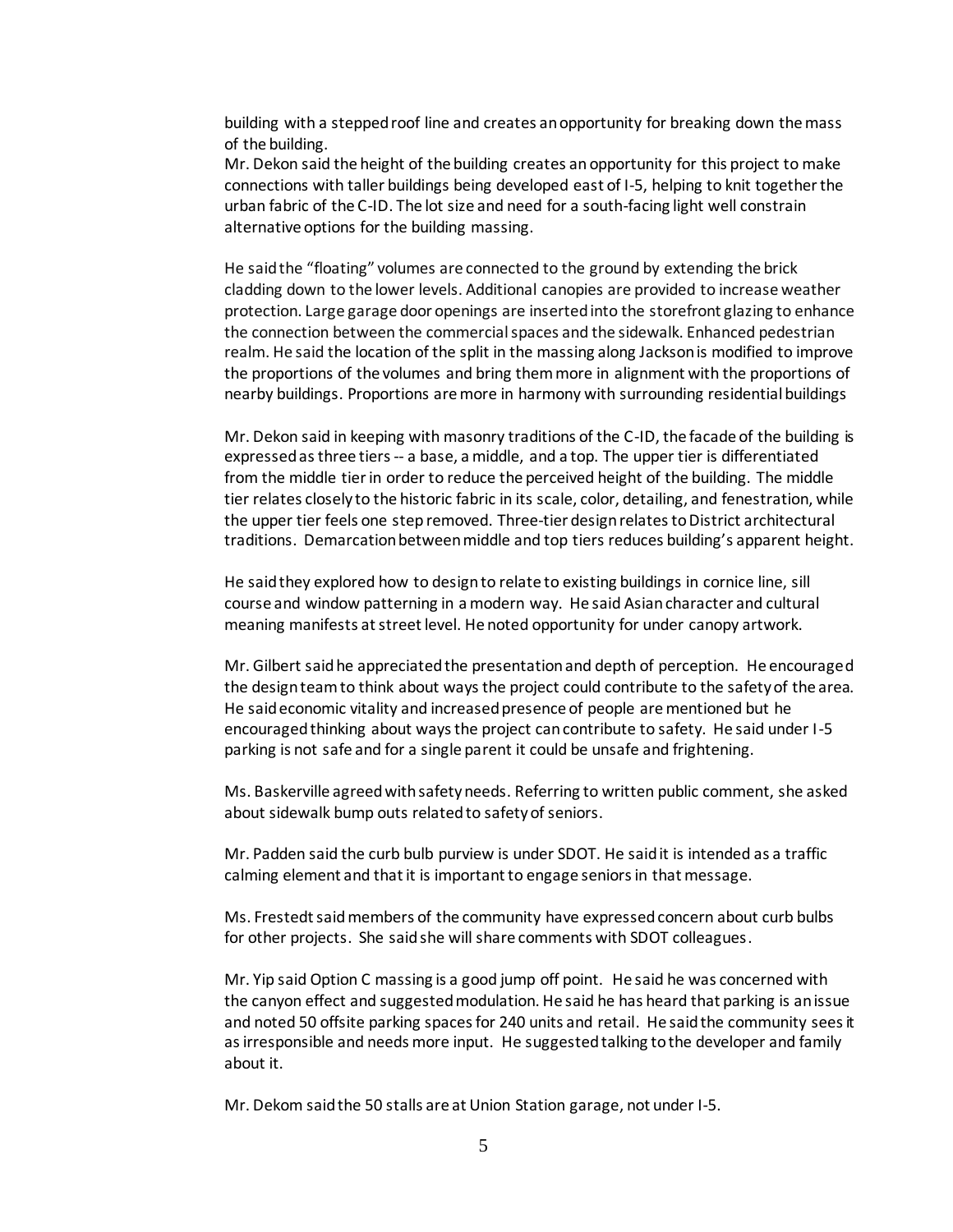building with a stepped roof line and creates an opportunity for breaking down the mass of the building.
Mr. Dekon said the height of the building creates an opportunity for this project to make connections with taller buildings being developed east of I-5, helping to knit together the urban fabric of the C-ID. The lot size and need for a south-facing light well constrain alternative options for the building massing.

He said the "floating" volumes are connected to the ground by extending the brick cladding down to the lower levels. Additional canopies are provided to increase weather protection. Large garage door openings are inserted into the storefront glazing to enhance the connection between the commercial spaces and the sidewalk. Enhanced pedestrian realm. He said the location of the split in the massing along Jackson is modified to improve the proportions of the volumes and bring them more in alignment with the proportions of nearby buildings. Proportions are more in harmony with surrounding residential buildings

Mr. Dekon said in keeping with masonry traditions of the C-ID, the facade of the building is expressed as three tiers -- a base, a middle, and a top. The upper tier is differentiated from the middle tier in order to reduce the perceived height of the building. The middle tier relates closely to the historic fabric in its scale, color, detailing, and fenestration, while the upper tier feels one step removed. Three-tier design relates to District architectural traditions. Demarcation between middle and top tiers reduces building's apparent height.

He said they explored how to design to relate to existing buildings in cornice line, sill course and window patterning in a modern way. He said Asian character and cultural meaning manifests at street level. He noted opportunity for under canopy artwork.

Mr. Gilbert said he appreciated the presentation and depth of perception. He encouraged the design team to think about ways the project could contribute to the safety of the area. He said economic vitality and increased presence of people are mentioned but he encouraged thinking about ways the project can contribute to safety. He said under I-5 parking is not safe and for a single parent it could be unsafe and frightening.

Ms. Baskerville agreed with safety needs. Referring to written public comment, she asked about sidewalk bump outs related to safety of seniors.

Mr. Padden said the curb bulb purview is under SDOT. He said it is intended as a traffic calming element and that it is important to engage seniors in that message.

Ms. Frestedt said members of the community have expressed concern about curb bulbs for other projects. She said she will share comments with SDOT colleagues.

Mr. Yip said Option C massing is a good jump off point. He said he was concerned with the canyon effect and suggested modulation. He said he has heard that parking is an issue and noted 50 offsite parking spaces for 240 units and retail. He said the community sees it as irresponsible and needs more input. He suggested talking to the developer and family about it.

Mr. Dekom said the 50 stalls are at Union Station garage, not under I-5.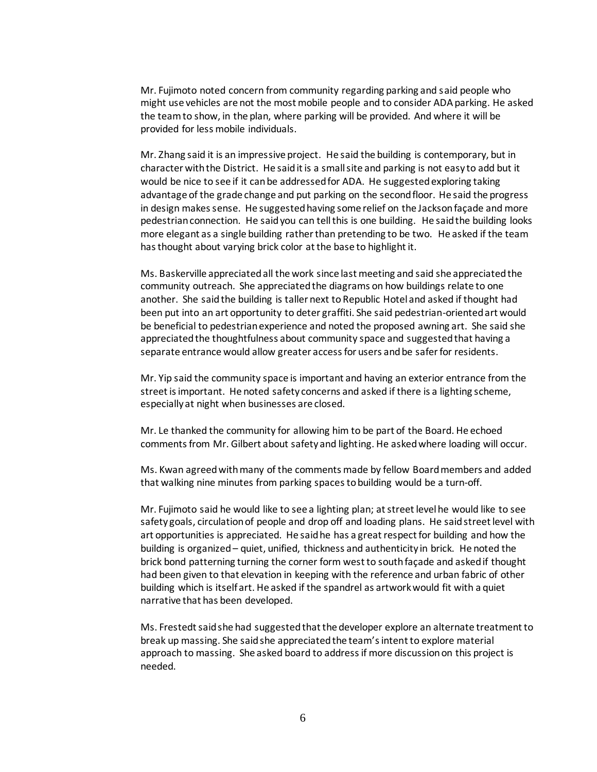Mr. Fujimoto noted concern from community regarding parking and said people who might use vehicles are not the most mobile people and to consider ADA parking. He asked the team to show, in the plan, where parking will be provided. And where it will be provided for less mobile individuals.

Mr. Zhang said it is an impressive project. He said the building is contemporary, but in character with the District. He said it is a small site and parking is not easy to add but it would be nice to see if it can be addressed for ADA. He suggested exploring taking advantage of the grade change and put parking on the second floor. He said the progress in design makes sense. He suggested having some relief on the Jackson façade and more pedestrian connection. He said you can tell this is one building. He said the building looks more elegant as a single building rather than pretending to be two. He asked if the team has thought about varying brick color at the base to highlight it.

Ms. Baskerville appreciated all the work since last meeting and said she appreciated the community outreach. She appreciated the diagrams on how buildings relate to one another. She said the building is taller next to Republic Hotel and asked if thought had been put into an art opportunity to deter graffiti. She said pedestrian-oriented art would be beneficial to pedestrian experience and noted the proposed awning art. She said she appreciated the thoughtfulness about community space and suggested that having a separate entrance would allow greater access for users and be safer for residents.

Mr. Yip said the community space is important and having an exterior entrance from the street is important. He noted safety concerns and asked if there is a lighting scheme, especially at night when businesses are closed.

Mr. Le thanked the community for allowing him to be part of the Board. He echoed comments from Mr. Gilbert about safety and lighting. He asked where loading will occur.

Ms. Kwan agreed with many of the comments made by fellow Board members and added that walking nine minutes from parking spaces to building would be a turn-off.

Mr. Fujimoto said he would like to see a lighting plan; at street level he would like to see safety goals, circulation of people and drop off and loading plans. He said street level with art opportunities is appreciated. He said he has a great respect for building and how the building is organized – quiet, unified, thickness and authenticity in brick. He noted the brick bond patterning turning the corner form west to south façade and asked if thought had been given to that elevation in keeping with the reference and urban fabric of other building which is itself art. He asked if the spandrel as artwork would fit with a quiet narrative that has been developed.

Ms. Frestedt said she had suggested that the developer explore an alternate treatment to break up massing. She said she appreciated the team's intent to explore material approach to massing. She asked board to address if more discussion on this project is needed.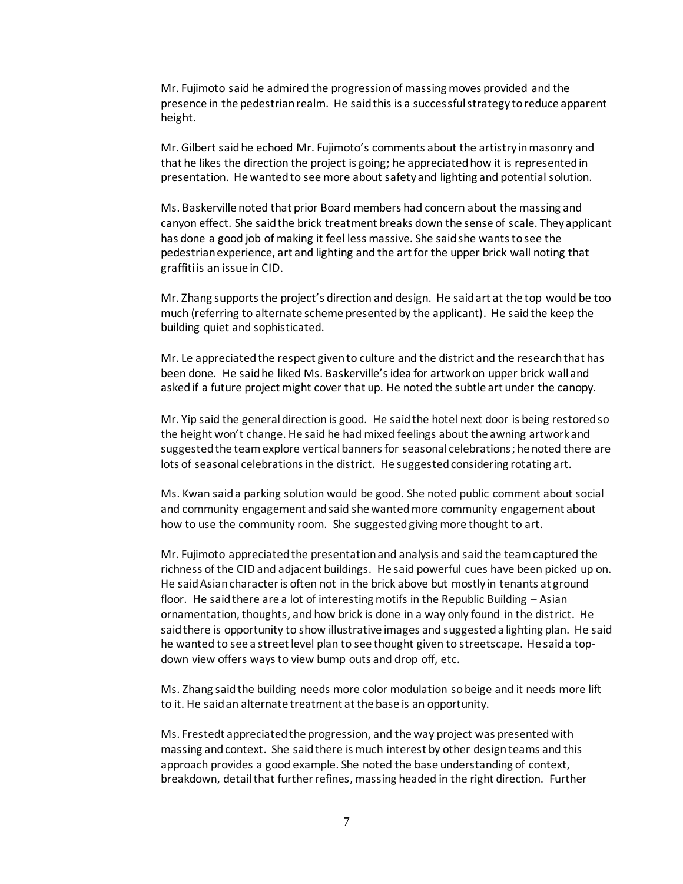Mr. Fujimoto said he admired the progression of massing moves provided and the presence in the pedestrian realm. He said this is a successful strategy to reduce apparent height.

Mr. Gilbert said he echoed Mr. Fujimoto's comments about the artistry in masonry and that he likes the direction the project is going; he appreciated how it is represented in presentation. He wanted to see more about safety and lighting and potential solution.

Ms. Baskerville noted that prior Board members had concern about the massing and canyon effect. She said the brick treatment breaks down the sense of scale. They applicant has done a good job of making it feel less massive. She said she wants to see the pedestrian experience, art and lighting and the art for the upper brick wall noting that graffiti is an issue in CID.

Mr. Zhang supports the project's direction and design. He said art at the top would be too much (referring to alternate scheme presented by the applicant). He said the keep the building quiet and sophisticated.

Mr. Le appreciated the respect given to culture and the district and the research that has been done. He said he liked Ms. Baskerville's idea for artwork on upper brick wall and asked if a future project might cover that up. He noted the subtle art under the canopy.

Mr. Yip said the general direction is good. He said the hotel next door is being restored so the height won't change. He said he had mixed feelings about the awning artwork and suggested the team explore vertical banners for seasonal celebrations; he noted there are lots of seasonal celebrations in the district. He suggested considering rotating art.

Ms. Kwan said a parking solution would be good. She noted public comment about social and community engagement and said she wanted more community engagement about how to use the community room. She suggested giving more thought to art.

Mr. Fujimoto appreciated the presentation and analysis and said the team captured the richness of the CID and adjacent buildings. He said powerful cues have been picked up on. He said Asian character is often not in the brick above but mostly in tenants at ground floor. He said there are a lot of interesting motifs in the Republic Building – Asian ornamentation, thoughts, and how brick is done in a way only found in the district. He said there is opportunity to show illustrative images and suggested a lighting plan. He said he wanted to see a street level plan to see thought given to streetscape. He said a top-down view offers ways to view bump outs and drop off, etc.

Ms. Zhang said the building needs more color modulation so beige and it needs more lift to it. He said an alternate treatment at the base is an opportunity.

Ms. Frestedt appreciated the progression, and the way project was presented with massing and context. She said there is much interest by other design teams and this approach provides a good example. She noted the base understanding of context, breakdown, detail that further refines, massing headed in the right direction. Further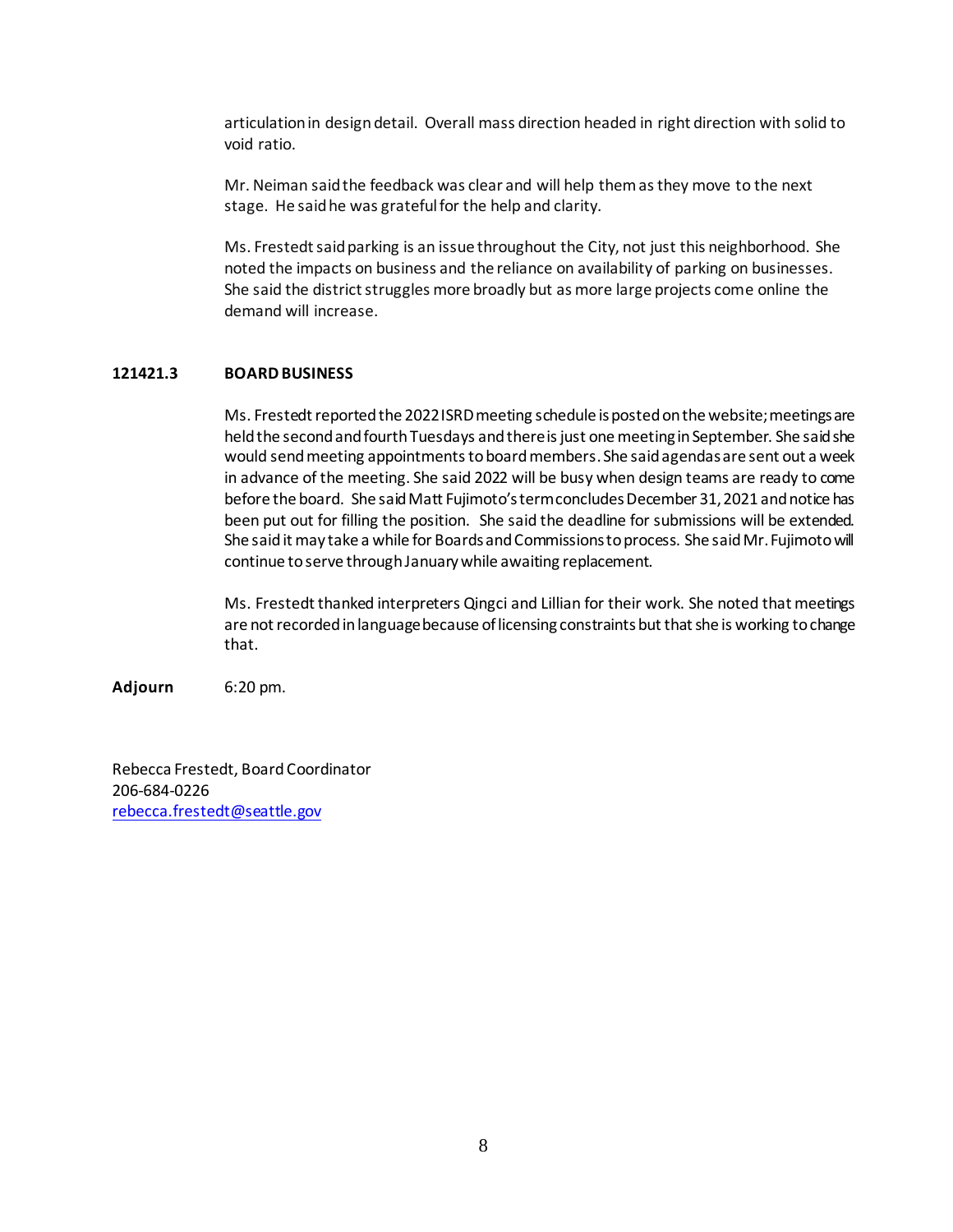articulation in design detail. Overall mass direction headed in right direction with solid to void ratio.

Mr. Neiman said the feedback was clear and will help them as they move to the next stage. He said he was grateful for the help and clarity.

Ms. Frestedt said parking is an issue throughout the City, not just this neighborhood. She noted the impacts on business and the reliance on availability of parking on businesses. She said the district struggles more broadly but as more large projects come online the demand will increase.

**121421.3 BOARD BUSINESS**

Ms. Frestedt reported the 2022 ISRD meeting schedule is posted on the website; meetings are held the second and fourth Tuesdays and there is just one meeting in September. She said she would send meeting appointments to board members. She said agendas are sent out a week in advance of the meeting. She said 2022 will be busy when design teams are ready to come before the board. She said Matt Fujimoto's term concludes December 31, 2021 and notice has been put out for filling the position. She said the deadline for submissions will be extended. She said it may take a while for Boards and Commissions to process. She said Mr. Fujimoto will continue to serve through January while awaiting replacement.

Ms. Frestedt thanked interpreters Qingci and Lillian for their work. She noted that meetings are not recorded in language because of licensing constraints but that she is working to change that.

**Adjourn** 6:20 pm.

Rebecca Frestedt, Board Coordinator
206-684-0226
rebecca.frestedt@seattle.gov